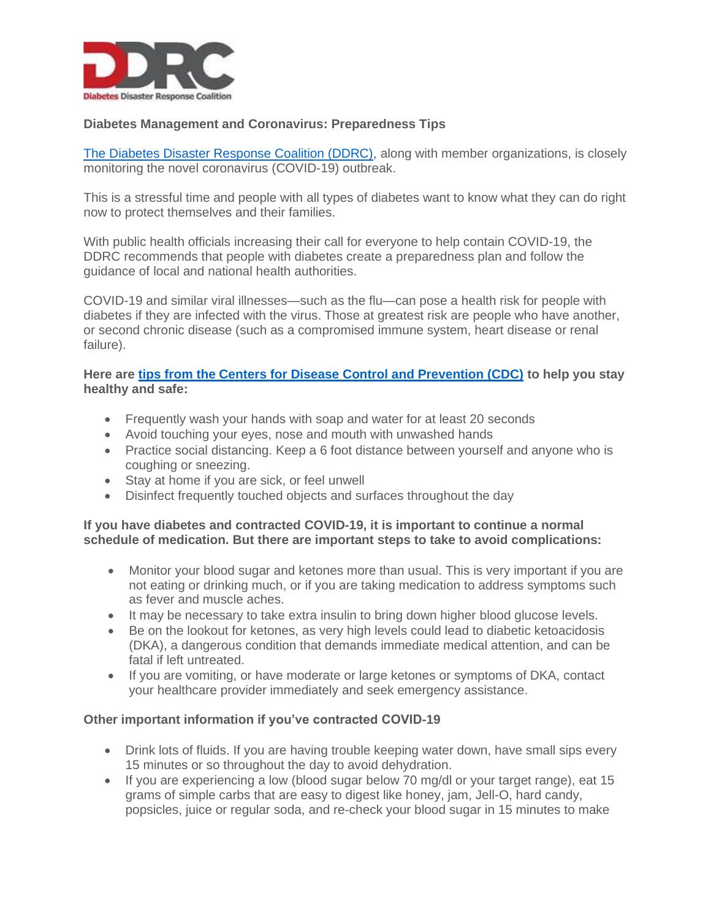# Diabetes Management and Coronavirus: Preparedness Tips

The Diabetes Disaster Response Coalition (DDRC), along with member organizations, is closely monitoring the novel coronavirus (COVID-19) outbreak.

This is a stressful time and people with all types of diabetes want to know what they can do right now to protect themselves and their families.

With public health officials increasing their call for everyone to help contain COVID-19, the DDRC recommends that people with diabetes create a preparedness plan and follow the guidance of local and national health authorities.

COVID-19 and similar viral illnesses—such as the flu—can pose a health risk for people with diabetes if they are infected with the virus. Those at greatest risk are people who have another, or second chronic disease (such as a compromised immune system, heart disease or renal failure).

**Here are tips from the Centers for Disease Control and Prevention (CDC) to help you stay healthy and safe:**

- Frequently wash your hands with soap and water for at least 20 seconds
- Avoid touching your eyes, nose and mouth with unwashed hands
- Practice social distancing. Keep a 6 foot distance between yourself and anyone who is coughing or sneezing.
- Stay at home if you are sick, or feel unwell
- Disinfect frequently touched objects and surfaces throughout the day

**If you have diabetes and contracted COVID-19, it is important to continue a normal schedule of medication. But there are important steps to take to avoid complications:**

- Monitor your blood sugar and ketones more than usual. This is very important if you are not eating or drinking much, or if you are taking medication to address symptoms such as fever and muscle aches.
- It may be necessary to take extra insulin to bring down higher blood glucose levels.
- Be on the lookout for ketones, as very high levels could lead to diabetic ketoacidosis (DKA), a dangerous condition that demands immediate medical attention, and can be fatal if left untreated.
- If you are vomiting, or have moderate or large ketones or symptoms of DKA, contact your healthcare provider immediately and seek emergency assistance.

**Other important information if you've contracted COVID-19**

- Drink lots of fluids. If you are having trouble keeping water down, have small sips every 15 minutes or so throughout the day to avoid dehydration.
- If you are experiencing a low (blood sugar below 70 mg/dl or your target range), eat 15 grams of simple carbs that are easy to digest like honey, jam, Jell-O, hard candy, popsicles, juice or regular soda, and re-check your blood sugar in 15 minutes to make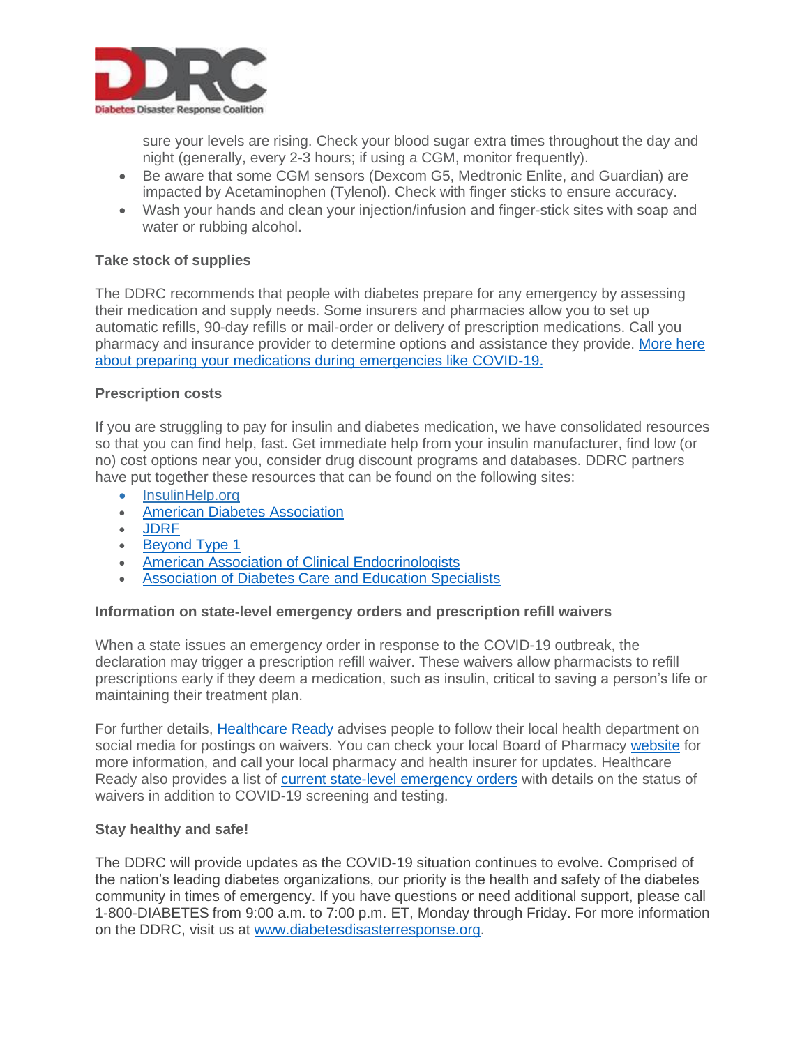sure your levels are rising. Check your blood sugar extra times throughout the day and night (generally, every 2-3 hours; if using a CGM, monitor frequently).

- Be aware that some CGM sensors (Dexcom G5, Medtronic Enlite, and Guardian) are impacted by Acetaminophen (Tylenol). Check with finger sticks to ensure accuracy.
- Wash your hands and clean your injection/infusion and finger-stick sites with soap and water or rubbing alcohol.

**Take stock of supplies**

The DDRC recommends that people with diabetes prepare for any emergency by assessing their medication and supply needs. Some insurers and pharmacies allow you to set up automatic refills, 90-day refills or mail-order or delivery of prescription medications. Call you pharmacy and insurance provider to determine options and assistance they provide. More here about preparing your medications during emergencies like COVID-19.

**Prescription costs**

If you are struggling to pay for insulin and diabetes medication, we have consolidated resources so that you can find help, fast. Get immediate help from your insulin manufacturer, find low (or no) cost options near you, consider drug discount programs and databases. DDRC partners have put together these resources that can be found on the following sites:

- InsulinHelp.org
- American Diabetes Association
- JDRF
- Beyond Type 1
- American Association of Clinical Endocrinologists
- Association of Diabetes Care and Education Specialists

**Information on state-level emergency orders and prescription refill waivers**

When a state issues an emergency order in response to the COVID-19 outbreak, the declaration may trigger a prescription refill waiver. These waivers allow pharmacists to refill prescriptions early if they deem a medication, such as insulin, critical to saving a person's life or maintaining their treatment plan.

For further details, Healthcare Ready advises people to follow their local health department on social media for postings on waivers. You can check your local Board of Pharmacy website for more information, and call your local pharmacy and health insurer for updates. Healthcare Ready also provides a list of current state-level emergency orders with details on the status of waivers in addition to COVID-19 screening and testing.

**Stay healthy and safe!**

The DDRC will provide updates as the COVID-19 situation continues to evolve. Comprised of the nation's leading diabetes organizations, our priority is the health and safety of the diabetes community in times of emergency. If you have questions or need additional support, please call 1-800-DIABETES from 9:00 a.m. to 7:00 p.m. ET, Monday through Friday. For more information on the DDRC, visit us at www.diabetesdisasterresponse.org.